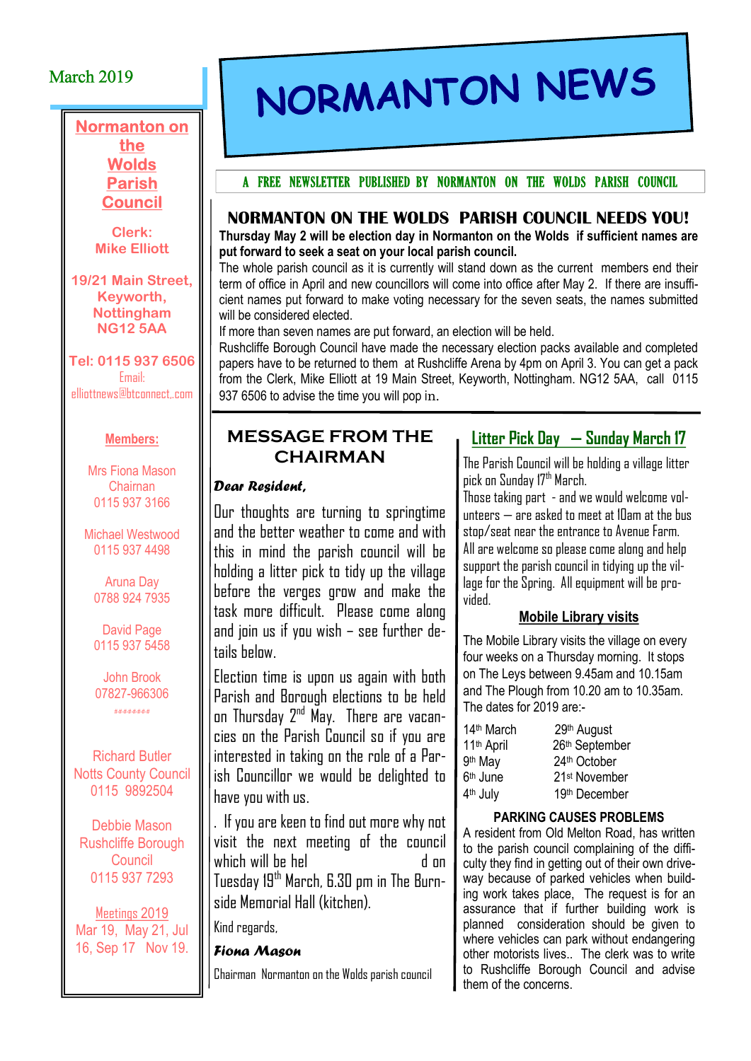March 2019

# NORMANTON NEWS

A FREE NEWSLETTER PUBLISHED BY NORMANTON ON THE WOLDS PARISH COUNCIL

**Normanton on the Wolds Parish Council**

**Clerk: Mike Elliott**

**19/21 Main Street, Keyworth, Nottingham NG12 5AA**

**Tel: 0115 937 6506**
Email: elliottnews@btconnect..com

**Members:**

Mrs Fiona Mason
Chairman
0115 937 3166

Michael Westwood
0115 937 4498

Aruna Day
0788 924 7935

David Page
0115 937 5458

John Brook
07827-966306

########

Richard Butler
Notts County Council
0115 9892504

Debbie Mason
Rushcliffe Borough Council
0115 937 7293

Meetings 2019
Mar 19, May 21, Jul 16, Sep 17 Nov 19.

## NORMANTON ON THE WOLDS PARISH COUNCIL NEEDS YOU!

**Thursday May 2 will be election day in Normanton on the Wolds if sufficient names are put forward to seek a seat on your local parish council.**

The whole parish council as it is currently will stand down as the current members end their term of office in April and new councillors will come into office after May 2. If there are insufficient names put forward to make voting necessary for the seven seats, the names submitted will be considered elected.

If more than seven names are put forward, an election will be held.

Rushcliffe Borough Council have made the necessary election packs available and completed papers have to be returned to them at Rushcliffe Arena by 4pm on April 3. You can get a pack from the Clerk, Mike Elliott at 19 Main Street, Keyworth, Nottingham. NG12 5AA, call 0115 937 6506 to advise the time you will pop in.

## MESSAGE FROM THE CHAIRMAN

***Dear Resident,***

Our thoughts are turning to springtime and the better weather to come and with this in mind the parish council will be holding a litter pick to tidy up the village before the verges grow and make the task more difficult. Please come along and join us if you wish – see further details below.

Election time is upon us again with both Parish and Borough elections to be held on Thursday 2nd May. There are vacancies on the Parish Council so if you are interested in taking on the role of a Parish Councillor we would be delighted to have you with us.

. If you are keen to find out more why not visit the next meeting of the council which will be hel d on Tuesday 19th March, 6.30 pm in The Burnside Memorial Hall (kitchen).

Kind regards,

***Fiona Mason***

Chairman Normanton on the Wolds parish council

## Litter Pick Day — Sunday March 17

The Parish Council will be holding a village litter pick on Sunday 17th March.

Those taking part - and we would welcome volunteers — are asked to meet at 10am at the bus stop/seat near the entrance to Avenue Farm.

All are welcome so please come along and help support the parish council in tidying up the village for the Spring. All equipment will be provided.

### Mobile Library visits

The Mobile Library visits the village on every four weeks on a Thursday morning. It stops on The Leys between 9.45am and 10.15am and The Plough from 10.20 am to 10.35am.

The dates for 2019 are:-

| | |
|---|---|
| 14th March | 29th August |
| 11th April | 26th September |
| 9th May | 24th October |
| 6th June | 21st November |
| 4th July | 19th December |

### PARKING CAUSES PROBLEMS

A resident from Old Melton Road, has written to the parish council complaining of the difficulty they find in getting out of their own driveway because of parked vehicles when building work takes place, The request is for an assurance that if further building work is planned consideration should be given to where vehicles can park without endangering other motorists lives.. The clerk was to write to Rushcliffe Borough Council and advise them of the concerns.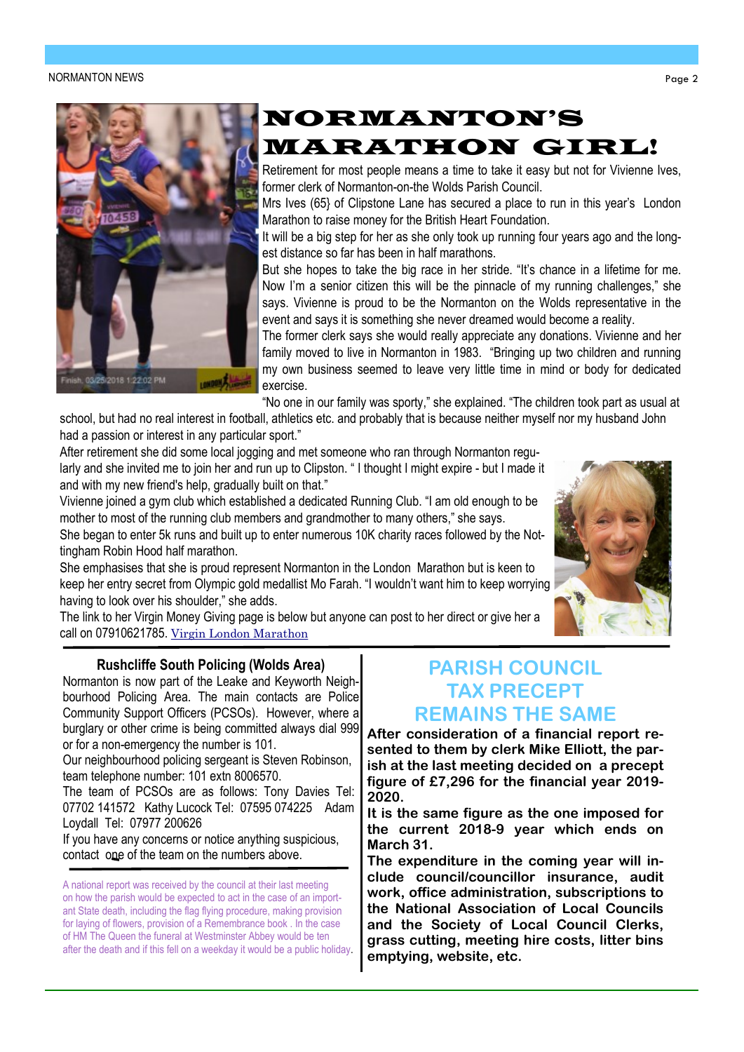# NORMANTON'S MARATHON GIRL!

Retirement for most people means a time to take it easy but not for Vivienne Ives, former clerk of Normanton-on-the Wolds Parish Council.

Mrs Ives (65} of Clipstone Lane has secured a place to run in this year's London Marathon to raise money for the British Heart Foundation.

It will be a big step for her as she only took up running four years ago and the longest distance so far has been in half marathons.

But she hopes to take the big race in her stride. "It's chance in a lifetime for me. Now I'm a senior citizen this will be the pinnacle of my running challenges," she says. Vivienne is proud to be the Normanton on the Wolds representative in the event and says it is something she never dreamed would become a reality.

The former clerk says she would really appreciate any donations. Vivienne and her family moved to live in Normanton in 1983. "Bringing up two children and running my own business seemed to leave very little time in mind or body for dedicated exercise.

"No one in our family was sporty," she explained. "The children took part as usual at school, but had no real interest in football, athletics etc. and probably that is because neither myself nor my husband John had a passion or interest in any particular sport."

After retirement she did some local jogging and met someone who ran through Normanton regularly and she invited me to join her and run up to Clipston. " I thought I might expire - but I made it and with my new friend's help, gradually built on that."

Vivienne joined a gym club which established a dedicated Running Club. "I am old enough to be mother to most of the running club members and grandmother to many others," she says.

She began to enter 5k runs and built up to enter numerous 10K charity races followed by the Nottingham Robin Hood half marathon.

She emphasises that she is proud represent Normanton in the London Marathon but is keen to keep her entry secret from Olympic gold medallist Mo Farah. "I wouldn't want him to keep worrying having to look over his shoulder," she adds.

The link to her Virgin Money Giving page is below but anyone can post to her direct or give her a call on 07910621785. Virgin London Marathon

### Rushcliffe South Policing (Wolds Area)

Normanton is now part of the Leake and Keyworth Neighbourhood Policing Area. The main contacts are Police Community Support Officers (PCSOs). However, where a burglary or other crime is being committed always dial 999 or for a non-emergency the number is 101.

Our neighbourhood policing sergeant is Steven Robinson, team telephone number: 101 extn 8006570.

The team of PCSOs are as follows: Tony Davies Tel: 07702 141572 Kathy Lucock Tel: 07595 074225 Adam Loydall Tel: 07977 200626

If you have any concerns or notice anything suspicious, contact one of the team on the numbers above.

A national report was received by the council at their last meeting on how the parish would be expected to act in the case of an important State death, including the flag flying procedure, making provision for laying of flowers, provision of a Remembrance book . In the case of HM The Queen the funeral at Westminster Abbey would be ten after the death and if this fell on a weekday it would be a public holiday.

## PARISH COUNCIL TAX PRECEPT REMAINS THE SAME

**After consideration of a financial report resented to them by clerk Mike Elliott, the parish at the last meeting decided on a precept figure of £7,296 for the financial year 2019-2020.**

**It is the same figure as the one imposed for the current 2018-9 year which ends on March 31.**

**The expenditure in the coming year will include council/councillor insurance, audit work, office administration, subscriptions to the National Association of Local Councils and the Society of Local Council Clerks, grass cutting, meeting hire costs, litter bins emptying, website, etc.**